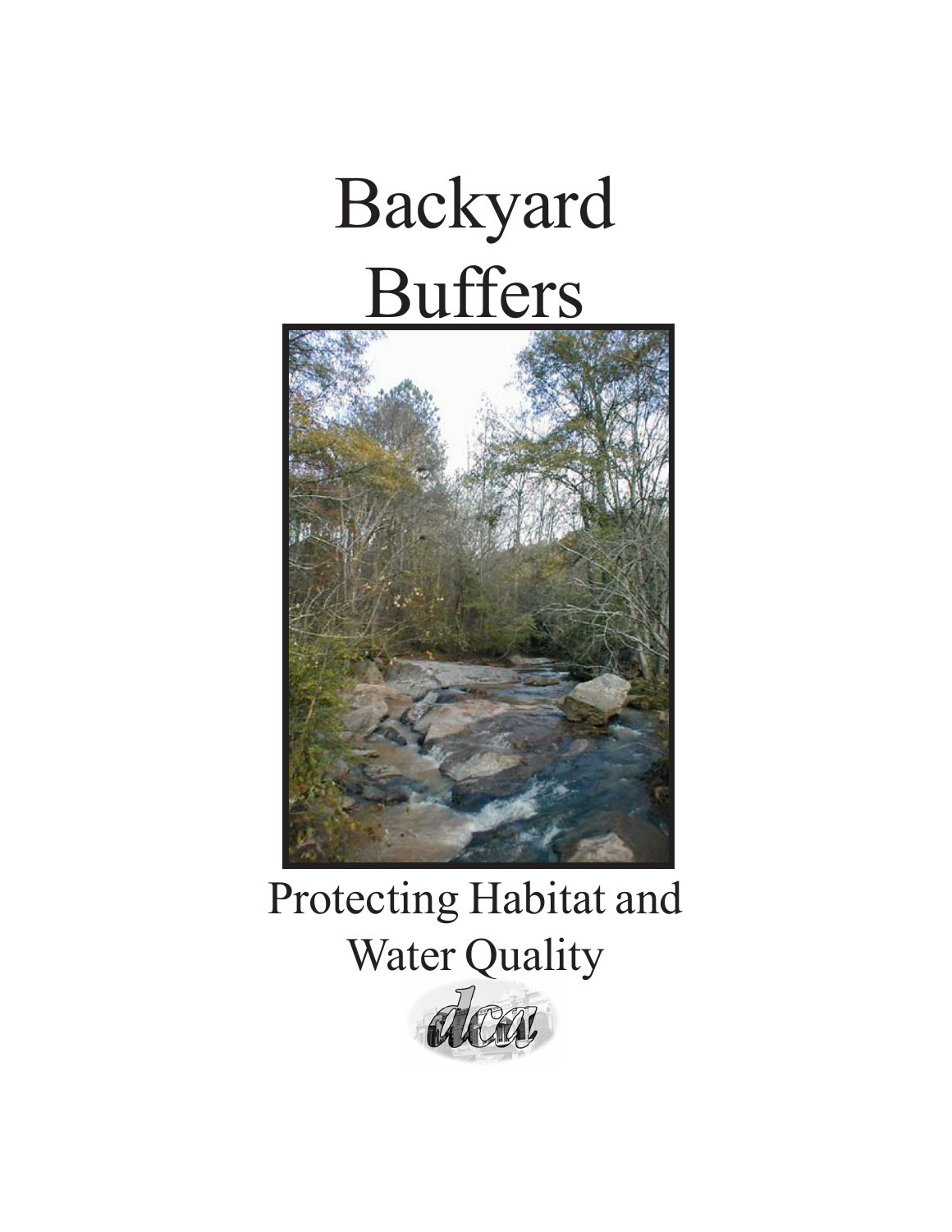# Backyard Buffers

## Protecting Habitat and Water Quality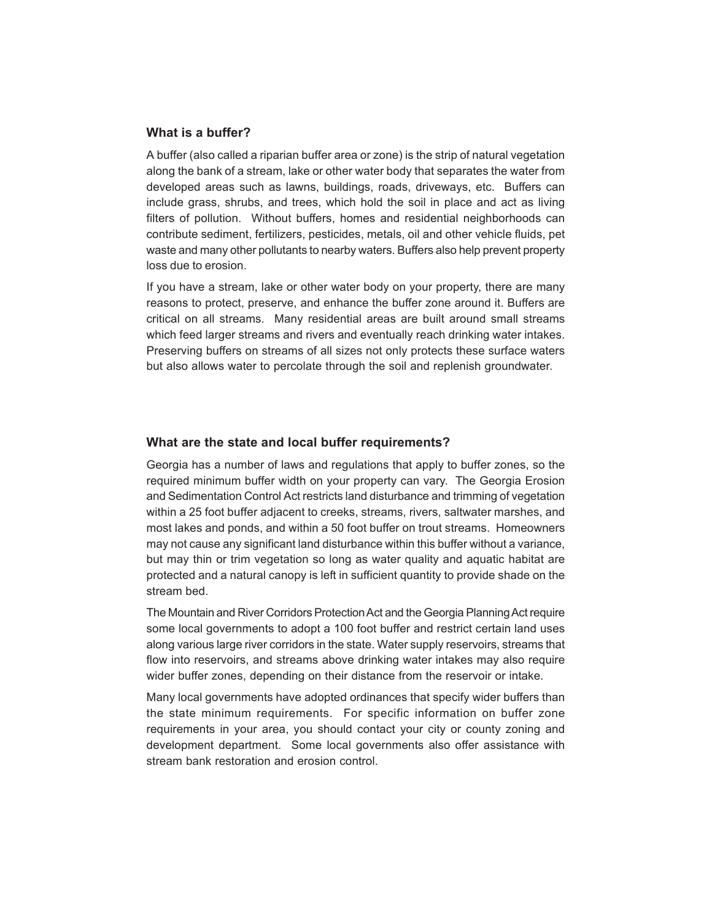### What is a buffer?

A buffer (also called a riparian buffer area or zone) is the strip of natural vegetation along the bank of a stream, lake or other water body that separates the water from developed areas such as lawns, buildings, roads, driveways, etc. Buffers can include grass, shrubs, and trees, which hold the soil in place and act as living filters of pollution. Without buffers, homes and residential neighborhoods can contribute sediment, fertilizers, pesticides, metals, oil and other vehicle fluids, pet waste and many other pollutants to nearby waters. Buffers also help prevent property loss due to erosion.

If you have a stream, lake or other water body on your property, there are many reasons to protect, preserve, and enhance the buffer zone around it. Buffers are critical on all streams. Many residential areas are built around small streams which feed larger streams and rivers and eventually reach drinking water intakes. Preserving buffers on streams of all sizes not only protects these surface waters but also allows water to percolate through the soil and replenish groundwater.

### What are the state and local buffer requirements?

Georgia has a number of laws and regulations that apply to buffer zones, so the required minimum buffer width on your property can vary. The Georgia Erosion and Sedimentation Control Act restricts land disturbance and trimming of vegetation within a 25 foot buffer adjacent to creeks, streams, rivers, saltwater marshes, and most lakes and ponds, and within a 50 foot buffer on trout streams. Homeowners may not cause any significant land disturbance within this buffer without a variance, but may thin or trim vegetation so long as water quality and aquatic habitat are protected and a natural canopy is left in sufficient quantity to provide shade on the stream bed.

The Mountain and River Corridors Protection Act and the Georgia Planning Act require some local governments to adopt a 100 foot buffer and restrict certain land uses along various large river corridors in the state. Water supply reservoirs, streams that flow into reservoirs, and streams above drinking water intakes may also require wider buffer zones, depending on their distance from the reservoir or intake.

Many local governments have adopted ordinances that specify wider buffers than the state minimum requirements. For specific information on buffer zone requirements in your area, you should contact your city or county zoning and development department. Some local governments also offer assistance with stream bank restoration and erosion control.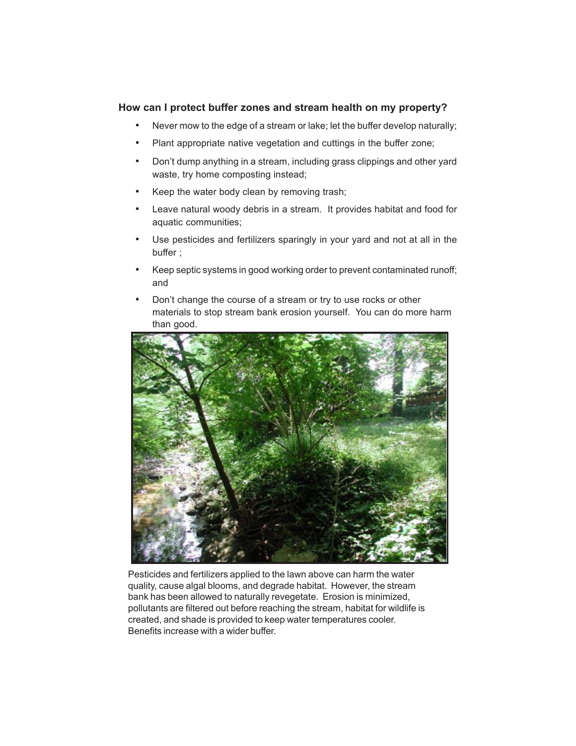### How can I protect buffer zones and stream health on my property?

- Never mow to the edge of a stream or lake; let the buffer develop naturally;
- Plant appropriate native vegetation and cuttings in the buffer zone;
- Don't dump anything in a stream, including grass clippings and other yard waste, try home composting instead;
- Keep the water body clean by removing trash;
- Leave natural woody debris in a stream. It provides habitat and food for aquatic communities;
- Use pesticides and fertilizers sparingly in your yard and not at all in the buffer ;
- Keep septic systems in good working order to prevent contaminated runoff; and
- Don't change the course of a stream or try to use rocks or other materials to stop stream bank erosion yourself. You can do more harm than good.

Pesticides and fertilizers applied to the lawn above can harm the water quality, cause algal blooms, and degrade habitat. However, the stream bank has been allowed to naturally revegetate. Erosion is minimized, pollutants are filtered out before reaching the stream, habitat for wildlife is created, and shade is provided to keep water temperatures cooler. Benefits increase with a wider buffer.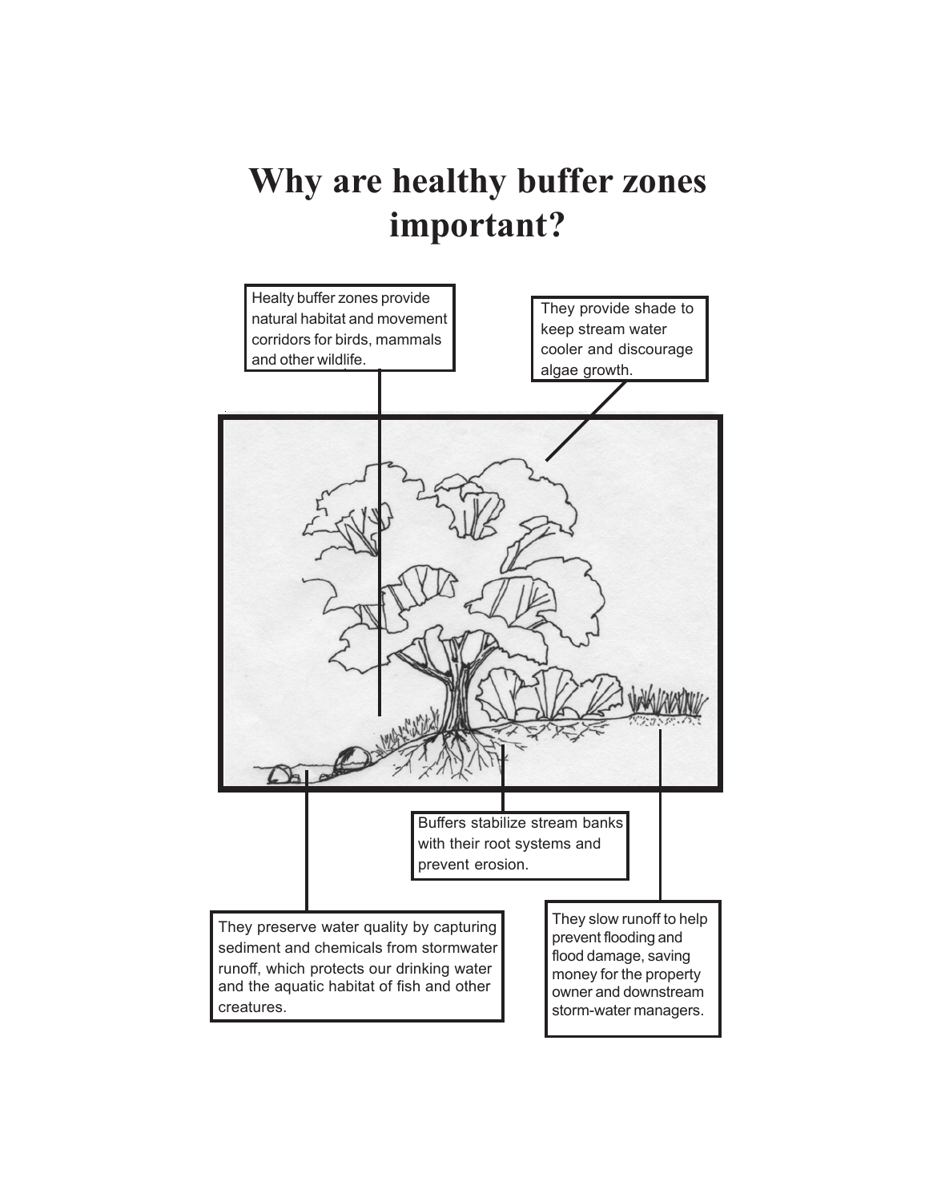# Why are healthy buffer zones important?

Healty buffer zones provide natural habitat and movement corridors for birds, mammals and other wildlife.

They provide shade to keep stream water cooler and discourage algae growth.

Buffers stabilize stream banks with their root systems and prevent erosion.

They preserve water quality by capturing sediment and chemicals from stormwater runoff, which protects our drinking water and the aquatic habitat of fish and other creatures.

They slow runoff to help prevent flooding and flood damage, saving money for the property owner and downstream storm-water managers.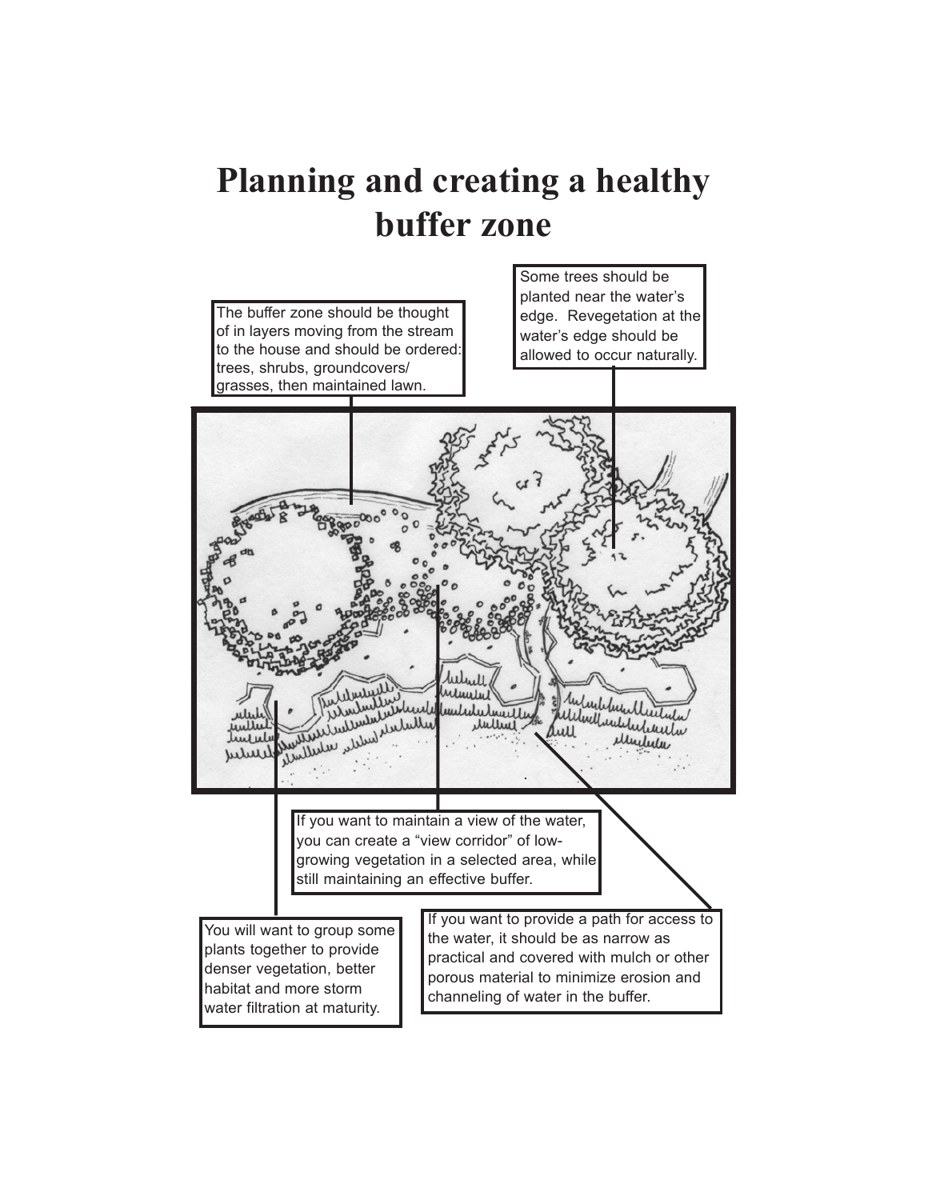# Planning and creating a healthy buffer zone

The buffer zone should be thought of in layers moving from the stream to the house and should be ordered: trees, shrubs, groundcovers/ grasses, then maintained lawn.

Some trees should be planted near the water's edge. Revegetation at the water's edge should be allowed to occur naturally.

If you want to maintain a view of the water, you can create a "view corridor" of low-growing vegetation in a selected area, while still maintaining an effective buffer.

You will want to group some plants together to provide denser vegetation, better habitat and more storm water filtration at maturity.

If you want to provide a path for access to the water, it should be as narrow as practical and covered with mulch or other porous material to minimize erosion and channeling of water in the buffer.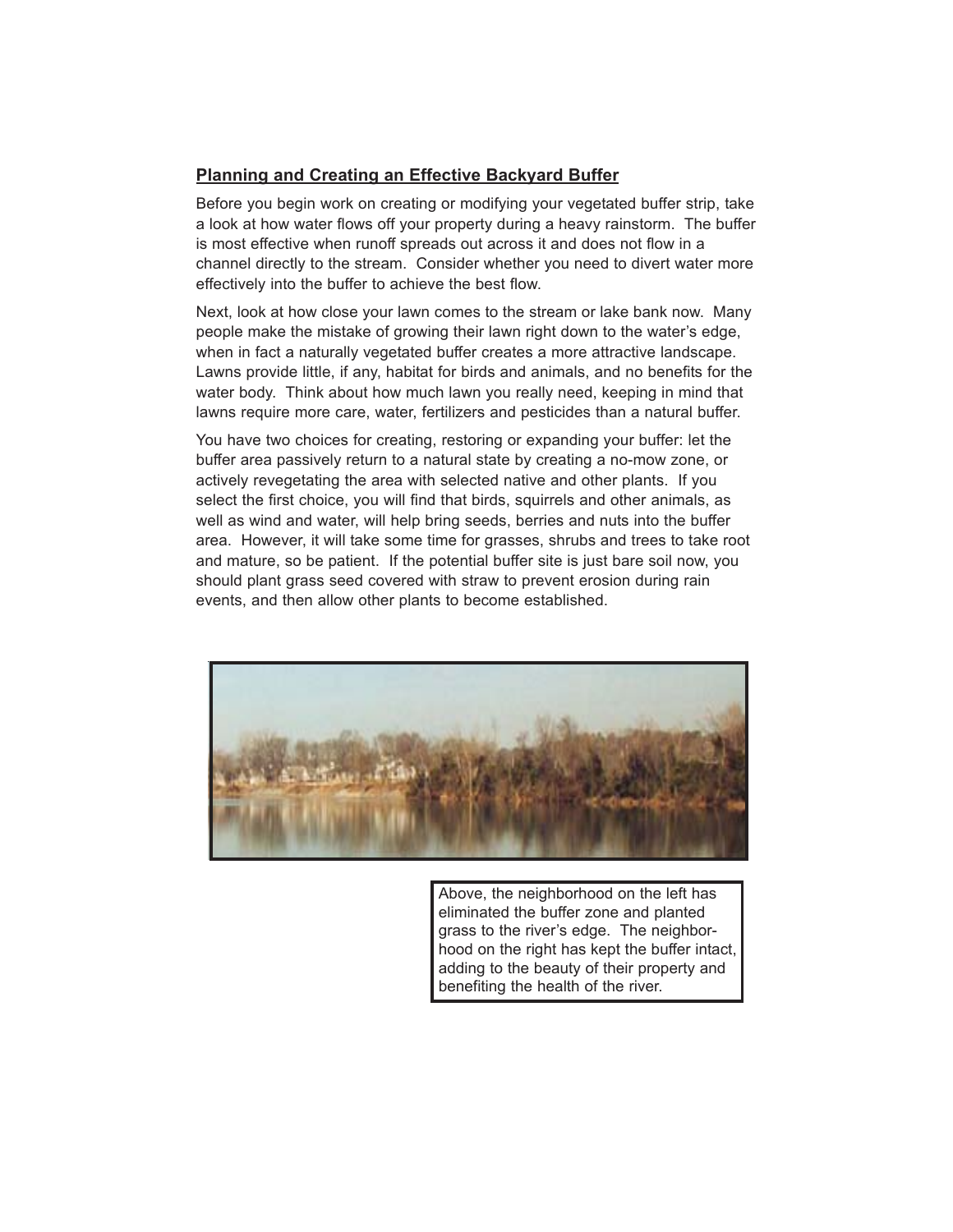## Planning and Creating an Effective Backyard Buffer

Before you begin work on creating or modifying your vegetated buffer strip, take a look at how water flows off your property during a heavy rainstorm. The buffer is most effective when runoff spreads out across it and does not flow in a channel directly to the stream. Consider whether you need to divert water more effectively into the buffer to achieve the best flow.

Next, look at how close your lawn comes to the stream or lake bank now. Many people make the mistake of growing their lawn right down to the water's edge, when in fact a naturally vegetated buffer creates a more attractive landscape. Lawns provide little, if any, habitat for birds and animals, and no benefits for the water body. Think about how much lawn you really need, keeping in mind that lawns require more care, water, fertilizers and pesticides than a natural buffer.

You have two choices for creating, restoring or expanding your buffer: let the buffer area passively return to a natural state by creating a no-mow zone, or actively revegetating the area with selected native and other plants. If you select the first choice, you will find that birds, squirrels and other animals, as well as wind and water, will help bring seeds, berries and nuts into the buffer area. However, it will take some time for grasses, shrubs and trees to take root and mature, so be patient. If the potential buffer site is just bare soil now, you should plant grass seed covered with straw to prevent erosion during rain events, and then allow other plants to become established.

Above, the neighborhood on the left has eliminated the buffer zone and planted grass to the river's edge. The neighborhood on the right has kept the buffer intact, adding to the beauty of their property and benefiting the health of the river.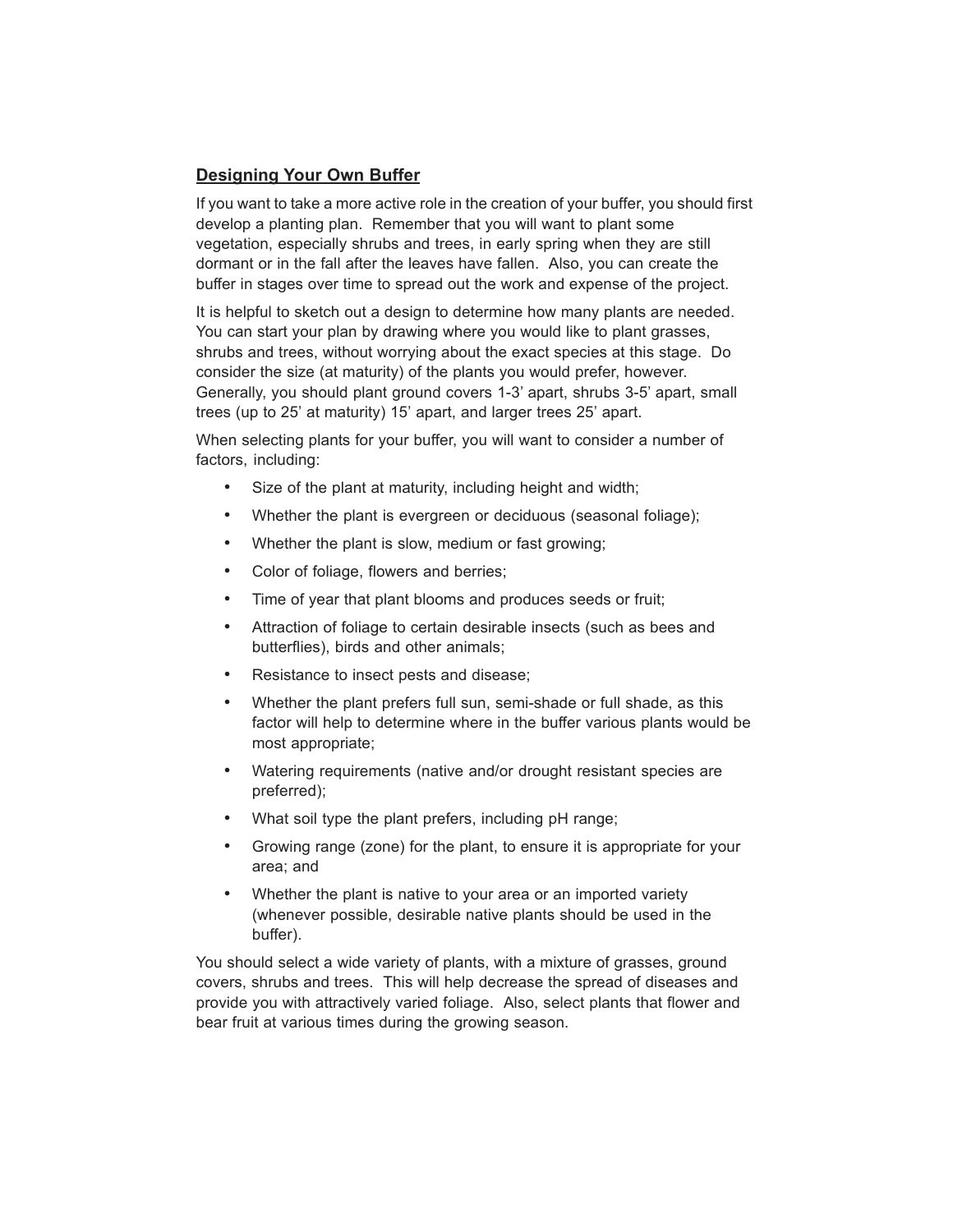## Designing Your Own Buffer

If you want to take a more active role in the creation of your buffer, you should first develop a planting plan. Remember that you will want to plant some vegetation, especially shrubs and trees, in early spring when they are still dormant or in the fall after the leaves have fallen. Also, you can create the buffer in stages over time to spread out the work and expense of the project.

It is helpful to sketch out a design to determine how many plants are needed. You can start your plan by drawing where you would like to plant grasses, shrubs and trees, without worrying about the exact species at this stage. Do consider the size (at maturity) of the plants you would prefer, however. Generally, you should plant ground covers 1-3' apart, shrubs 3-5' apart, small trees (up to 25' at maturity) 15' apart, and larger trees 25' apart.

When selecting plants for your buffer, you will want to consider a number of factors, including:

- Size of the plant at maturity, including height and width;
- Whether the plant is evergreen or deciduous (seasonal foliage);
- Whether the plant is slow, medium or fast growing;
- Color of foliage, flowers and berries;
- Time of year that plant blooms and produces seeds or fruit;
- Attraction of foliage to certain desirable insects (such as bees and butterflies), birds and other animals;
- Resistance to insect pests and disease;
- Whether the plant prefers full sun, semi-shade or full shade, as this factor will help to determine where in the buffer various plants would be most appropriate;
- Watering requirements (native and/or drought resistant species are preferred);
- What soil type the plant prefers, including pH range;
- Growing range (zone) for the plant, to ensure it is appropriate for your area; and
- Whether the plant is native to your area or an imported variety (whenever possible, desirable native plants should be used in the buffer).

You should select a wide variety of plants, with a mixture of grasses, ground covers, shrubs and trees. This will help decrease the spread of diseases and provide you with attractively varied foliage. Also, select plants that flower and bear fruit at various times during the growing season.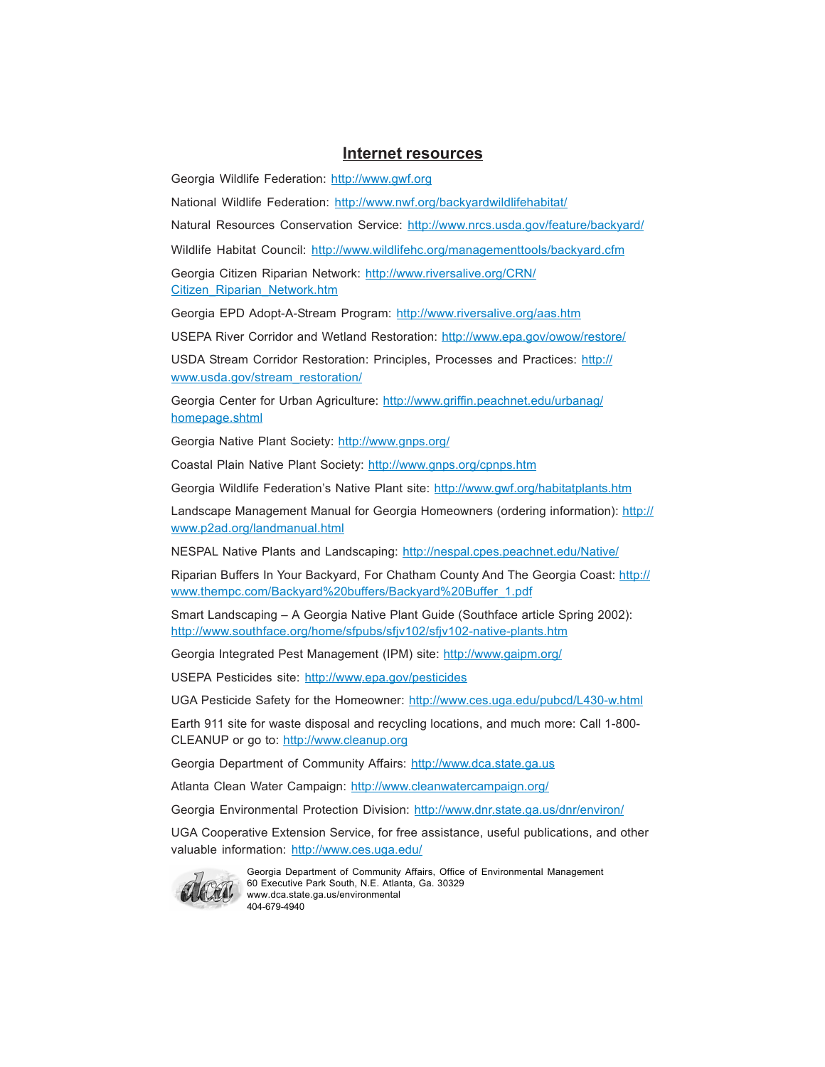## Internet resources

Georgia Wildlife Federation: http://www.gwf.org

National Wildlife Federation: http://www.nwf.org/backyardwildlifehabitat/

Natural Resources Conservation Service: http://www.nrcs.usda.gov/feature/backyard/

Wildlife Habitat Council: http://www.wildlifehc.org/managementtools/backyard.cfm

Georgia Citizen Riparian Network: http://www.riversalive.org/CRN/Citizen_Riparian_Network.htm

Georgia EPD Adopt-A-Stream Program: http://www.riversalive.org/aas.htm

USEPA River Corridor and Wetland Restoration: http://www.epa.gov/owow/restore/

USDA Stream Corridor Restoration: Principles, Processes and Practices: http://www.usda.gov/stream_restoration/

Georgia Center for Urban Agriculture: http://www.griffin.peachnet.edu/urbanag/homepage.shtml

Georgia Native Plant Society: http://www.gnps.org/

Coastal Plain Native Plant Society: http://www.gnps.org/cpnps.htm

Georgia Wildlife Federation's Native Plant site: http://www.gwf.org/habitatplants.htm

Landscape Management Manual for Georgia Homeowners (ordering information): http://www.p2ad.org/landmanual.html

NESPAL Native Plants and Landscaping: http://nespal.cpes.peachnet.edu/Native/

Riparian Buffers In Your Backyard, For Chatham County And The Georgia Coast: http://www.thempc.com/Backyard%20buffers/Backyard%20Buffer_1.pdf

Smart Landscaping – A Georgia Native Plant Guide (Southface article Spring 2002): http://www.southface.org/home/sfpubs/sfjv102/sfjv102-native-plants.htm

Georgia Integrated Pest Management (IPM) site: http://www.gaipm.org/

USEPA Pesticides site: http://www.epa.gov/pesticides

UGA Pesticide Safety for the Homeowner: http://www.ces.uga.edu/pubcd/L430-w.html

Earth 911 site for waste disposal and recycling locations, and much more: Call 1-800-CLEANUP or go to: http://www.cleanup.org

Georgia Department of Community Affairs: http://www.dca.state.ga.us

Atlanta Clean Water Campaign: http://www.cleanwatercampaign.org/

Georgia Environmental Protection Division: http://www.dnr.state.ga.us/dnr/environ/

UGA Cooperative Extension Service, for free assistance, useful publications, and other valuable information: http://www.ces.uga.edu/

Georgia Department of Community Affairs, Office of Environmental Management
60 Executive Park South, N.E. Atlanta, Ga. 30329
www.dca.state.ga.us/environmental
404-679-4940